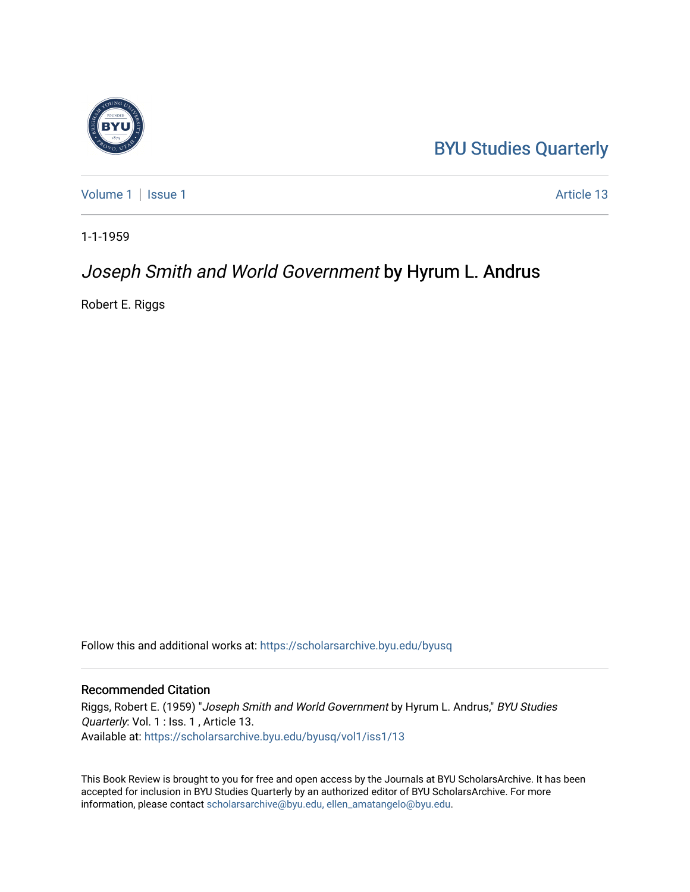BYU Studies Quarterly

Volume 1 | Issue 1 | Article 13

1-1-1959

# *Joseph Smith and World Government* by Hyrum L. Andrus

Robert E. Riggs

Follow this and additional works at: https://scholarsarchive.byu.edu/byusq

## Recommended Citation

Riggs, Robert E. (1959) "*Joseph Smith and World Government* by Hyrum L. Andrus," *BYU Studies Quarterly*: Vol. 1 : Iss. 1 , Article 13.
Available at: https://scholarsarchive.byu.edu/byusq/vol1/iss1/13

This Book Review is brought to you for free and open access by the Journals at BYU ScholarsArchive. It has been accepted for inclusion in BYU Studies Quarterly by an authorized editor of BYU ScholarsArchive. For more information, please contact scholarsarchive@byu.edu, ellen_amatangelo@byu.edu.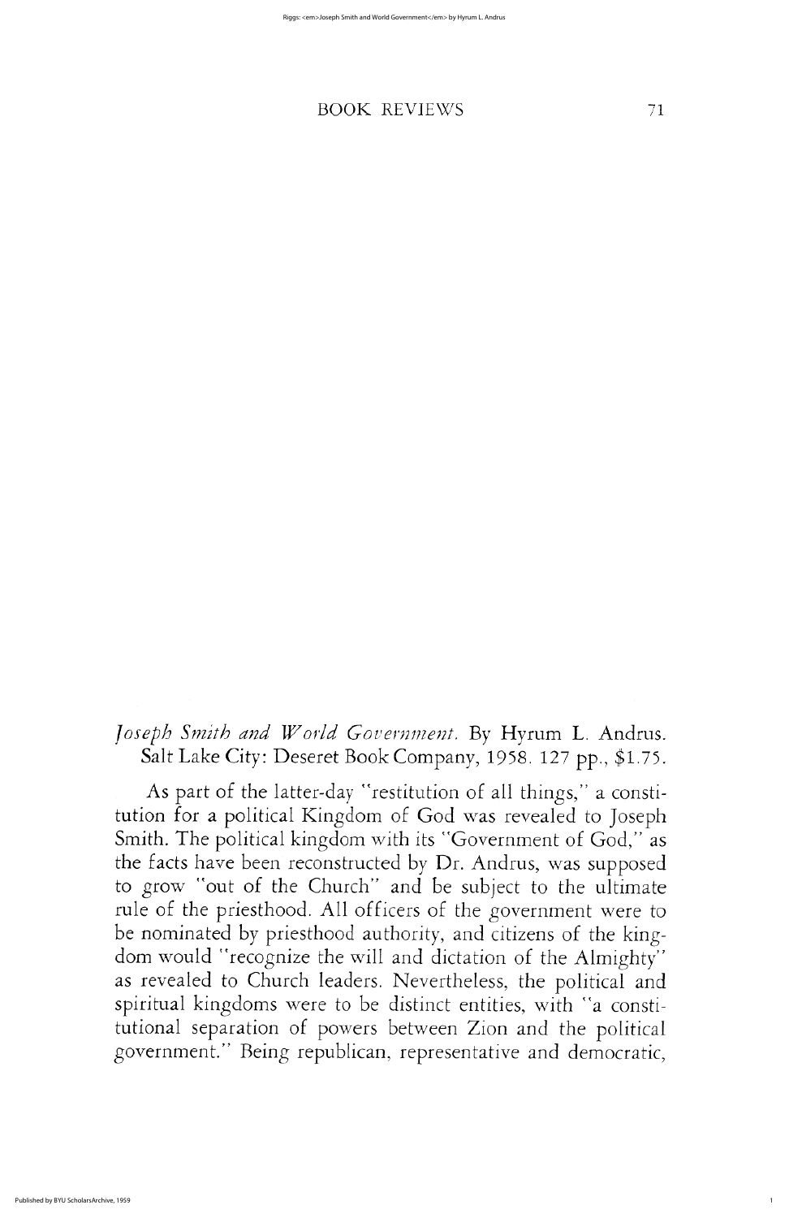*Joseph Smith and World Government.* By Hyrum L. Andrus. Salt Lake City: Deseret Book Company, 1958. 127 pp., $1.75.

As part of the latter-day "restitution of all things," a constitution for a political Kingdom of God was revealed to Joseph Smith. The political kingdom with its "Government of God," as the facts have been reconstructed by Dr. Andrus, was supposed to grow "out of the Church" and be subject to the ultimate rule of the priesthood. All officers of the government were to be nominated by priesthood authority, and citizens of the kingdom would "recognize the will and dictation of the Almighty" as revealed to Church leaders. Nevertheless, the political and spiritual kingdoms were to be distinct entities, with "a constitutional separation of powers between Zion and the political government." Being republican, representative and democratic,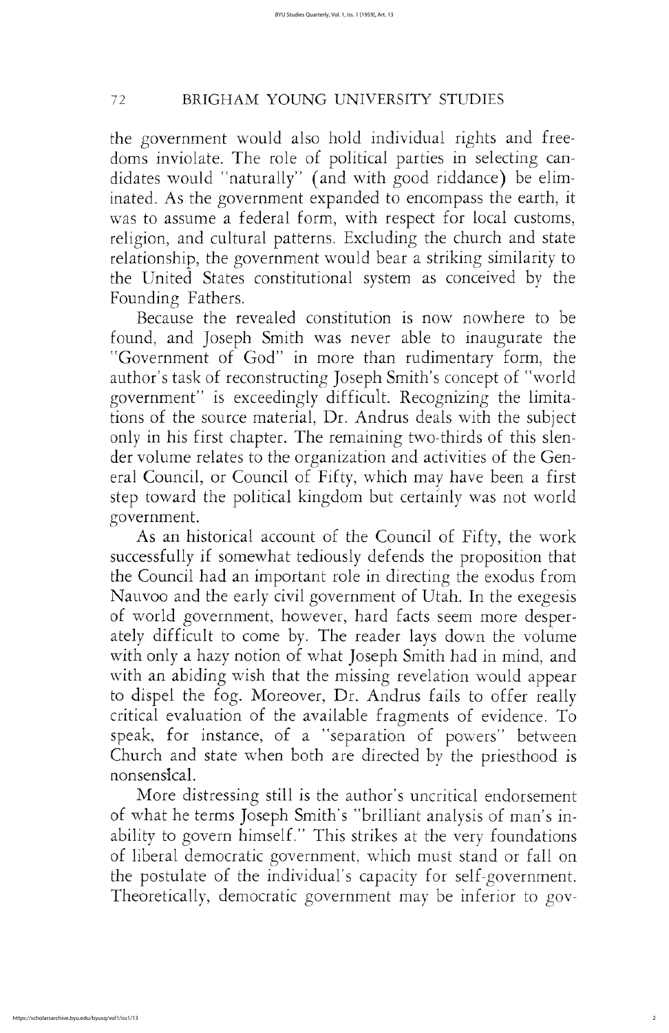the government would also hold individual rights and freedoms inviolate. The role of political parties in selecting candidates would "naturally" (and with good riddance) be eliminated. As the government expanded to encompass the earth, it was to assume a federal form, with respect for local customs, religion, and cultural patterns. Excluding the church and state relationship, the government would bear a striking similarity to the United States constitutional system as conceived by the Founding Fathers.

Because the revealed constitution is now nowhere to be found, and Joseph Smith was never able to inaugurate the "Government of God" in more than rudimentary form, the author's task of reconstructing Joseph Smith's concept of "world government" is exceedingly difficult. Recognizing the limitations of the source material, Dr. Andrus deals with the subject only in his first chapter. The remaining two-thirds of this slender volume relates to the organization and activities of the General Council, or Council of Fifty, which may have been a first step toward the political kingdom but certainly was not world government.

As an historical account of the Council of Fifty, the work successfully if somewhat tediously defends the proposition that the Council had an important role in directing the exodus from Nauvoo and the early civil government of Utah. In the exegesis of world government, however, hard facts seem more desperately difficult to come by. The reader lays down the volume with only a hazy notion of what Joseph Smith had in mind, and with an abiding wish that the missing revelation would appear to dispel the fog. Moreover, Dr. Andrus fails to offer really critical evaluation of the available fragments of evidence. To speak, for instance, of a "separation of powers" between Church and state when both are directed by the priesthood is nonsensical.

More distressing still is the author's uncritical endorsement of what he terms Joseph Smith's "brilliant analysis of man's inability to govern himself." This strikes at the very foundations of liberal democratic government, which must stand or fall on the postulate of the individual's capacity for self-government. Theoretically, democratic government may be inferior to gov-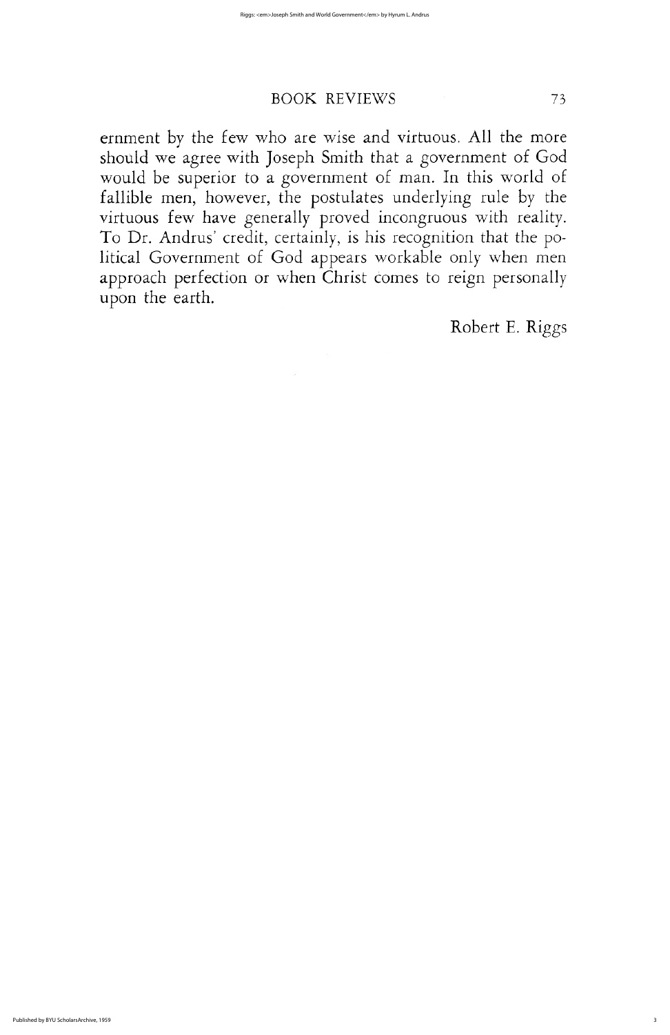ernment by the few who are wise and virtuous. All the more should we agree with Joseph Smith that a government of God would be superior to a government of man. In this world of fallible men, however, the postulates underlying rule by the virtuous few have generally proved incongruous with reality. To Dr. Andrus' credit, certainly, is his recognition that the political Government of God appears workable only when men approach perfection or when Christ comes to reign personally upon the earth.

Robert E. Riggs